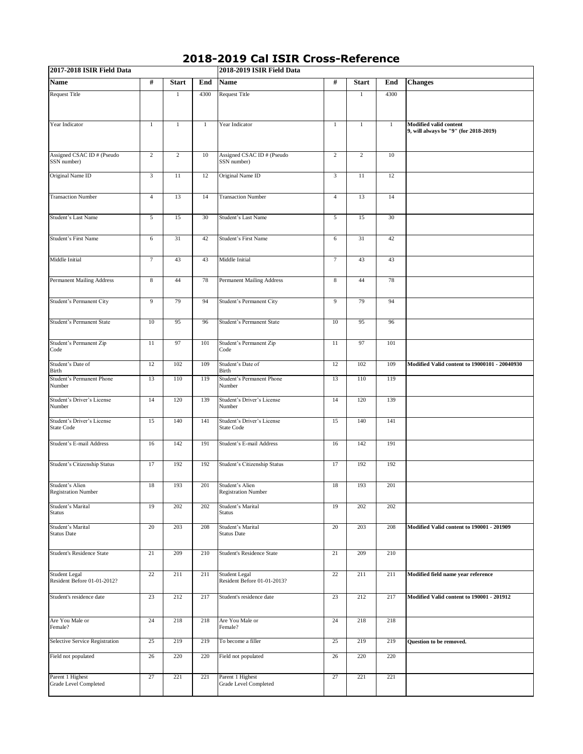# 2018-2019 Cal ISIR Cross-Reference

| 2017-2018 ISIR Field Data | | | | 2018-2019 ISIR Field Data | | | | |
|---|---|---|---|---|---|---|---|---|
| **Name** | **#** | **Start** | **End** | **Name** | **#** | **Start** | **End** | **Changes** |
| Request Title | | 1 | 4300 | Request Title | | 1 | 4300 | |
| Year Indicator | 1 | 1 | 1 | Year Indicator | 1 | 1 | 1 | **Modified valid content 9, will always be "9" (for 2018-2019)** |
| Assigned CSAC ID # (Pseudo SSN number) | 2 | 2 | 10 | Assigned CSAC ID # (Pseudo SSN number) | 2 | 2 | 10 | |
| Original Name ID | 3 | 11 | 12 | Original Name ID | 3 | 11 | 12 | |
| Transaction Number | 4 | 13 | 14 | Transaction Number | 4 | 13 | 14 | |
| Student's Last Name | 5 | 15 | 30 | Student's Last Name | 5 | 15 | 30 | |
| Student's First Name | 6 | 31 | 42 | Student's First Name | 6 | 31 | 42 | |
| Middle Initial | 7 | 43 | 43 | Middle Initial | 7 | 43 | 43 | |
| Permanent Mailing Address | 8 | 44 | 78 | Permanent Mailing Address | 8 | 44 | 78 | |
| Student's Permanent City | 9 | 79 | 94 | Student's Permanent City | 9 | 79 | 94 | |
| Student's Permanent State | 10 | 95 | 96 | Student's Permanent State | 10 | 95 | 96 | |
| Student's Permanent Zip Code | 11 | 97 | 101 | Student's Permanent Zip Code | 11 | 97 | 101 | |
| Student's Date of Birth | 12 | 102 | 109 | Student's Date of Birth | 12 | 102 | 109 | **Modified Valid content to 19000101 - 20040930** |
| Student's Permanent Phone Number | 13 | 110 | 119 | Student's Permanent Phone Number | 13 | 110 | 119 | |
| Student's Driver's License Number | 14 | 120 | 139 | Student's Driver's License Number | 14 | 120 | 139 | |
| Student's Driver's License State Code | 15 | 140 | 141 | Student's Driver's License State Code | 15 | 140 | 141 | |
| Student's E-mail Address | 16 | 142 | 191 | Student's E-mail Address | 16 | 142 | 191 | |
| Student's Citizenship Status | 17 | 192 | 192 | Student's Citizenship Status | 17 | 192 | 192 | |
| Student's Alien Registration Number | 18 | 193 | 201 | Student's Alien Registration Number | 18 | 193 | 201 | |
| Student's Marital Status | 19 | 202 | 202 | Student's Marital Status | 19 | 202 | 202 | |
| Student's Marital Status Date | 20 | 203 | 208 | Student's Marital Status Date | 20 | 203 | 208 | **Modified Valid content to 190001 - 201909** |
| Student's Residence State | 21 | 209 | 210 | Student's Residence State | 21 | 209 | 210 | |
| Student Legal Resident Before 01-01-2012? | 22 | 211 | 211 | Student Legal Resident Before 01-01-2013? | 22 | 211 | 211 | **Modified field name year reference** |
| Student's residence date | 23 | 212 | 217 | Student's residence date | 23 | 212 | 217 | **Modified Valid content to 190001 - 201912** |
| Are You Male or Female? | 24 | 218 | 218 | Are You Male or Female? | 24 | 218 | 218 | |
| Selective Service Registration | 25 | 219 | 219 | To become a filler | 25 | 219 | 219 | **Question to be removed.** |
| Field not populated | 26 | 220 | 220 | Field not populated | 26 | 220 | 220 | |
| Parent 1 Highest Grade Level Completed | 27 | 221 | 221 | Parent 1 Highest Grade Level Completed | 27 | 221 | 221 | |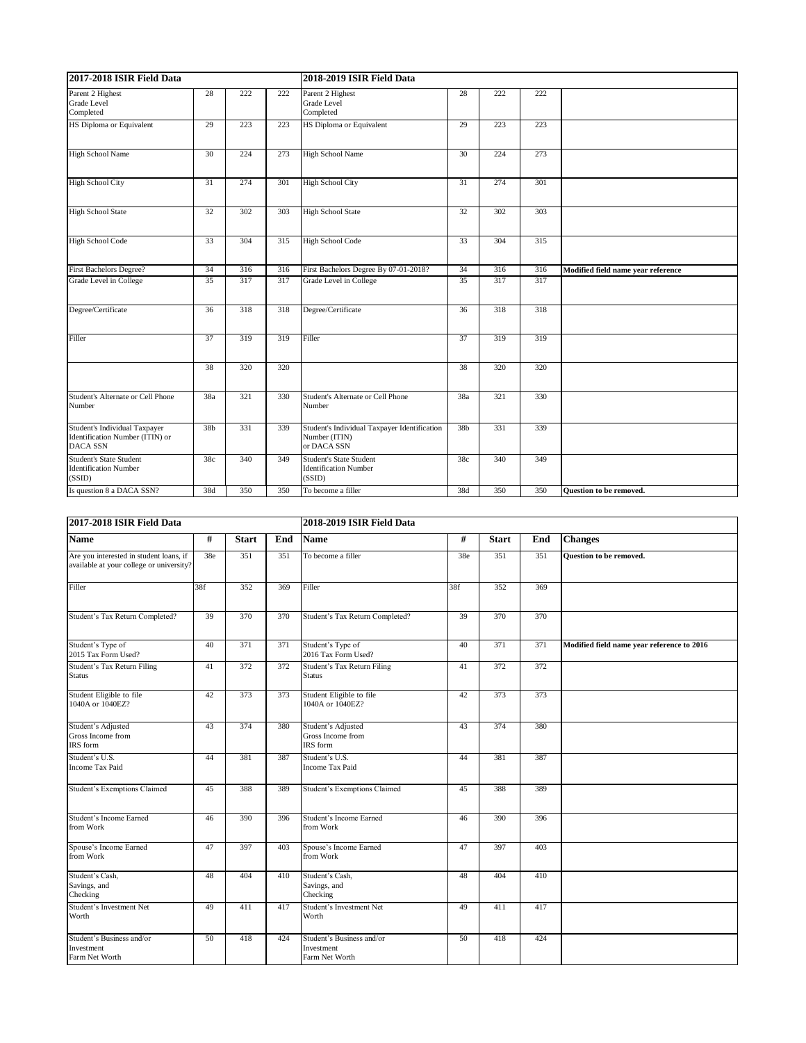| 2017-2018 ISIR Field Data | | | | 2018-2019 ISIR Field Data | | | | |
|---|---|---|---|---|---|---|---|---|
| Parent 2 Highest Grade Level Completed | 28 | 222 | 222 | Parent 2 Highest Grade Level Completed | 28 | 222 | 222 | |
| HS Diploma or Equivalent | 29 | 223 | 223 | HS Diploma or Equivalent | 29 | 223 | 223 | |
| High School Name | 30 | 224 | 273 | High School Name | 30 | 224 | 273 | |
| High School City | 31 | 274 | 301 | High School City | 31 | 274 | 301 | |
| High School State | 32 | 302 | 303 | High School State | 32 | 302 | 303 | |
| High School Code | 33 | 304 | 315 | High School Code | 33 | 304 | 315 | |
| First Bachelors Degree? | 34 | 316 | 316 | First Bachelors Degree By 07-01-2018? | 34 | 316 | 316 | **Modified field name year reference** |
| Grade Level in College | 35 | 317 | 317 | Grade Level in College | 35 | 317 | 317 | |
| Degree/Certificate | 36 | 318 | 318 | Degree/Certificate | 36 | 318 | 318 | |
| Filler | 37 | 319 | 319 | Filler | 37 | 319 | 319 | |
| | 38 | 320 | 320 | | 38 | 320 | 320 | |
| Student's Alternate or Cell Phone Number | 38a | 321 | 330 | Student's Alternate or Cell Phone Number | 38a | 321 | 330 | |
| Student's Individual Taxpayer Identification Number (ITIN) or DACA SSN | 38b | 331 | 339 | Student's Individual Taxpayer Identification Number (ITIN) or DACA SSN | 38b | 331 | 339 | |
| Student's State Student Identification Number (SSID) | 38c | 340 | 349 | Student's State Student Identification Number (SSID) | 38c | 340 | 349 | |
| Is question 8 a DACA SSN? | 38d | 350 | 350 | To become a filler | 38d | 350 | 350 | **Question to be removed.** |

| 2017-2018 ISIR Field Data | | | | 2018-2019 ISIR Field Data | | | | |
|---|---|---|---|---|---|---|---|---|
| **Name** | **#** | **Start** | **End** | **Name** | **#** | **Start** | **End** | **Changes** |
| Are you interested in student loans, if available at your college or university? | 38e | 351 | 351 | To become a filler | 38e | 351 | 351 | **Question to be removed.** |
| Filler | 38f | 352 | 369 | Filler | 38f | 352 | 369 | |
| Student's Tax Return Completed? | 39 | 370 | 370 | Student's Tax Return Completed? | 39 | 370 | 370 | |
| Student's Type of 2015 Tax Form Used? | 40 | 371 | 371 | Student's Type of 2016 Tax Form Used? | 40 | 371 | 371 | **Modified field name year reference to 2016** |
| Student's Tax Return Filing Status | 41 | 372 | 372 | Student's Tax Return Filing Status | 41 | 372 | 372 | |
| Student Eligible to file 1040A or 1040EZ? | 42 | 373 | 373 | Student Eligible to file 1040A or 1040EZ? | 42 | 373 | 373 | |
| Student's Adjusted Gross Income from IRS form | 43 | 374 | 380 | Student's Adjusted Gross Income from IRS form | 43 | 374 | 380 | |
| Student's U.S. Income Tax Paid | 44 | 381 | 387 | Student's U.S. Income Tax Paid | 44 | 381 | 387 | |
| Student's Exemptions Claimed | 45 | 388 | 389 | Student's Exemptions Claimed | 45 | 388 | 389 | |
| Student's Income Earned from Work | 46 | 390 | 396 | Student's Income Earned from Work | 46 | 390 | 396 | |
| Spouse's Income Earned from Work | 47 | 397 | 403 | Spouse's Income Earned from Work | 47 | 397 | 403 | |
| Student's Cash, Savings, and Checking | 48 | 404 | 410 | Student's Cash, Savings, and Checking | 48 | 404 | 410 | |
| Student's Investment Net Worth | 49 | 411 | 417 | Student's Investment Net Worth | 49 | 411 | 417 | |
| Student's Business and/or Investment Farm Net Worth | 50 | 418 | 424 | Student's Business and/or Investment Farm Net Worth | 50 | 418 | 424 | |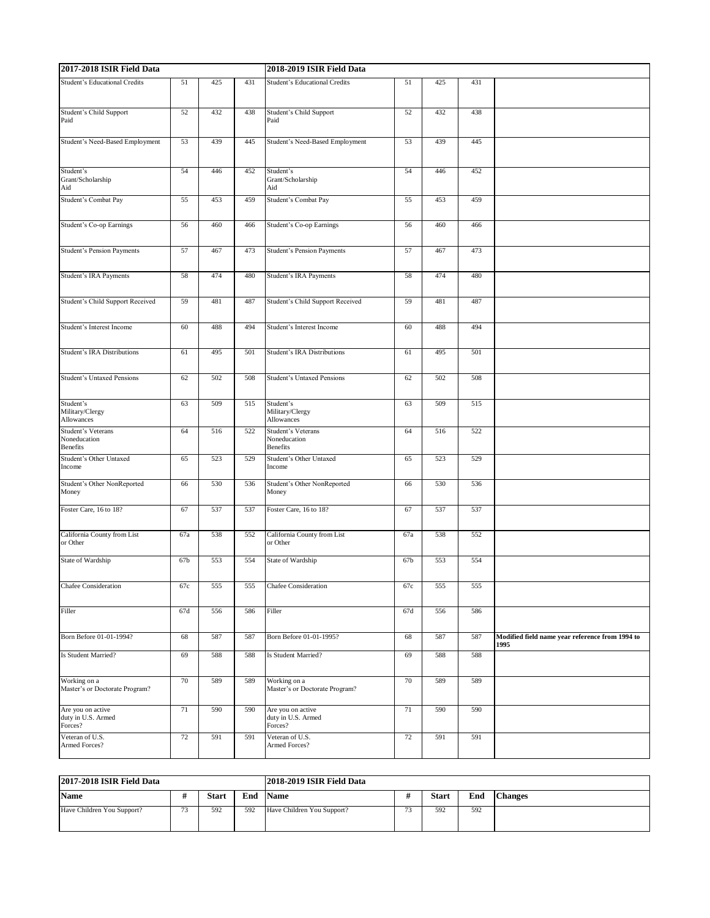| 2017-2018 ISIR Field Data | | | | 2018-2019 ISIR Field Data | | | | |
|---|---|---|---|---|---|---|---|---|
| Student's Educational Credits | 51 | 425 | 431 | Student's Educational Credits | 51 | 425 | 431 | |
| Student's Child Support Paid | 52 | 432 | 438 | Student's Child Support Paid | 52 | 432 | 438 | |
| Student's Need-Based Employment | 53 | 439 | 445 | Student's Need-Based Employment | 53 | 439 | 445 | |
| Student's Grant/Scholarship Aid | 54 | 446 | 452 | Student's Grant/Scholarship Aid | 54 | 446 | 452 | |
| Student's Combat Pay | 55 | 453 | 459 | Student's Combat Pay | 55 | 453 | 459 | |
| Student's Co-op Earnings | 56 | 460 | 466 | Student's Co-op Earnings | 56 | 460 | 466 | |
| Student's Pension Payments | 57 | 467 | 473 | Student's Pension Payments | 57 | 467 | 473 | |
| Student's IRA Payments | 58 | 474 | 480 | Student's IRA Payments | 58 | 474 | 480 | |
| Student's Child Support Received | 59 | 481 | 487 | Student's Child Support Received | 59 | 481 | 487 | |
| Student's Interest Income | 60 | 488 | 494 | Student's Interest Income | 60 | 488 | 494 | |
| Student's IRA Distributions | 61 | 495 | 501 | Student's IRA Distributions | 61 | 495 | 501 | |
| Student's Untaxed Pensions | 62 | 502 | 508 | Student's Untaxed Pensions | 62 | 502 | 508 | |
| Student's Military/Clergy Allowances | 63 | 509 | 515 | Student's Military/Clergy Allowances | 63 | 509 | 515 | |
| Student's Veterans Noneducation Benefits | 64 | 516 | 522 | Student's Veterans Noneducation Benefits | 64 | 516 | 522 | |
| Student's Other Untaxed Income | 65 | 523 | 529 | Student's Other Untaxed Income | 65 | 523 | 529 | |
| Student's Other NonReported Money | 66 | 530 | 536 | Student's Other NonReported Money | 66 | 530 | 536 | |
| Foster Care, 16 to 18? | 67 | 537 | 537 | Foster Care, 16 to 18? | 67 | 537 | 537 | |
| California County from List or Other | 67a | 538 | 552 | California County from List or Other | 67a | 538 | 552 | |
| State of Wardship | 67b | 553 | 554 | State of Wardship | 67b | 553 | 554 | |
| Chafee Consideration | 67c | 555 | 555 | Chafee Consideration | 67c | 555 | 555 | |
| Filler | 67d | 556 | 586 | Filler | 67d | 556 | 586 | |
| Born Before 01-01-1994? | 68 | 587 | 587 | Born Before 01-01-1995? | 68 | 587 | 587 | **Modified field name year reference from 1994 to 1995** |
| Is Student Married? | 69 | 588 | 588 | Is Student Married? | 69 | 588 | 588 | |
| Working on a Master's or Doctorate Program? | 70 | 589 | 589 | Working on a Master's or Doctorate Program? | 70 | 589 | 589 | |
| Are you on active duty in U.S. Armed Forces? | 71 | 590 | 590 | Are you on active duty in U.S. Armed Forces? | 71 | 590 | 590 | |
| Veteran of U.S. Armed Forces? | 72 | 591 | 591 | Veteran of U.S. Armed Forces? | 72 | 591 | 591 | |

| 2017-2018 ISIR Field Data | | | | 2018-2019 ISIR Field Data | | | | |
|---|---|---|---|---|---|---|---|---|
| **Name** | **#** | **Start** | **End** | **Name** | **#** | **Start** | **End** | **Changes** |
| Have Children You Support? | 73 | 592 | 592 | Have Children You Support? | 73 | 592 | 592 | |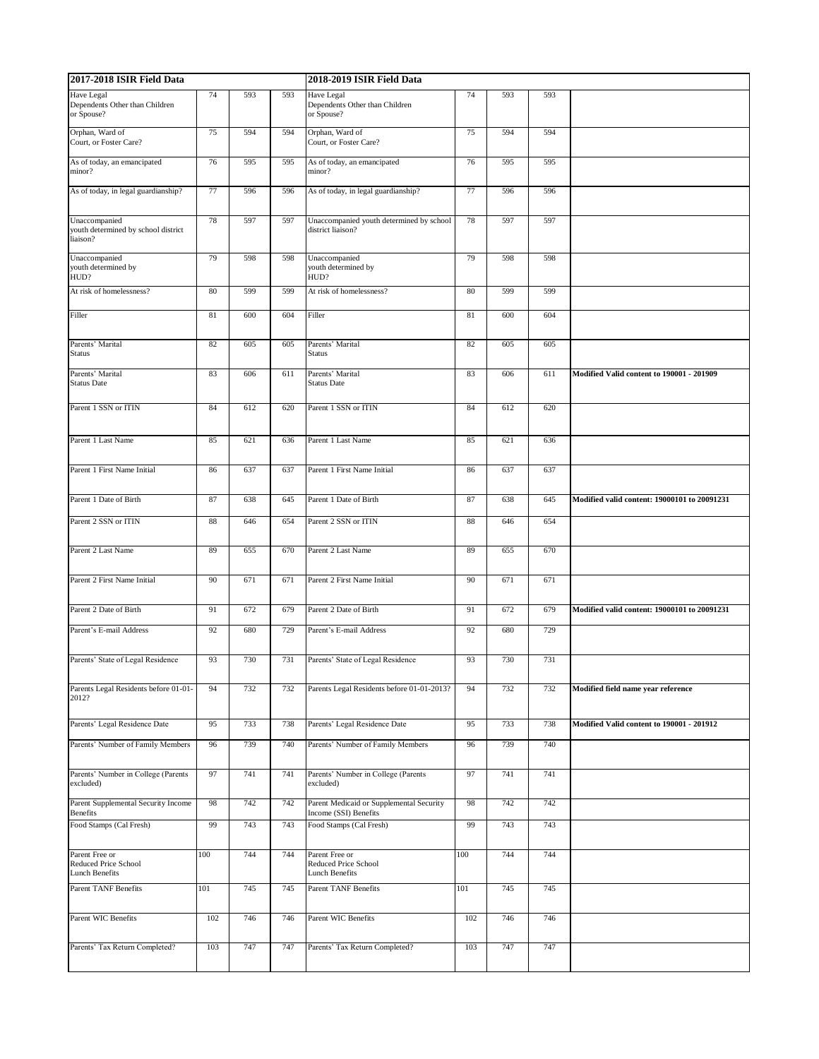| 2017-2018 ISIR Field Data | | | | 2018-2019 ISIR Field Data | | | | |
|---|---|---|---|---|---|---|---|---|
| Have Legal Dependents Other than Children or Spouse? | 74 | 593 | 593 | Have Legal Dependents Other than Children or Spouse? | 74 | 593 | 593 | |
| Orphan, Ward of Court, or Foster Care? | 75 | 594 | 594 | Orphan, Ward of Court, or Foster Care? | 75 | 594 | 594 | |
| As of today, an emancipated minor? | 76 | 595 | 595 | As of today, an emancipated minor? | 76 | 595 | 595 | |
| As of today, in legal guardianship? | 77 | 596 | 596 | As of today, in legal guardianship? | 77 | 596 | 596 | |
| Unaccompanied youth determined by school district liaison? | 78 | 597 | 597 | Unaccompanied youth determined by school district liaison? | 78 | 597 | 597 | |
| Unaccompanied youth determined by HUD? | 79 | 598 | 598 | Unaccompanied youth determined by HUD? | 79 | 598 | 598 | |
| At risk of homelessness? | 80 | 599 | 599 | At risk of homelessness? | 80 | 599 | 599 | |
| Filler | 81 | 600 | 604 | Filler | 81 | 600 | 604 | |
| Parents' Marital Status | 82 | 605 | 605 | Parents' Marital Status | 82 | 605 | 605 | |
| Parents' Marital Status Date | 83 | 606 | 611 | Parents' Marital Status Date | 83 | 606 | 611 | **Modified Valid content to 190001 - 201909** |
| Parent 1 SSN or ITIN | 84 | 612 | 620 | Parent 1 SSN or ITIN | 84 | 612 | 620 | |
| Parent 1 Last Name | 85 | 621 | 636 | Parent 1 Last Name | 85 | 621 | 636 | |
| Parent 1 First Name Initial | 86 | 637 | 637 | Parent 1 First Name Initial | 86 | 637 | 637 | |
| Parent 1 Date of Birth | 87 | 638 | 645 | Parent 1 Date of Birth | 87 | 638 | 645 | **Modified valid content: 19000101 to 20091231** |
| Parent 2 SSN or ITIN | 88 | 646 | 654 | Parent 2 SSN or ITIN | 88 | 646 | 654 | |
| Parent 2 Last Name | 89 | 655 | 670 | Parent 2 Last Name | 89 | 655 | 670 | |
| Parent 2 First Name Initial | 90 | 671 | 671 | Parent 2 First Name Initial | 90 | 671 | 671 | |
| Parent 2 Date of Birth | 91 | 672 | 679 | Parent 2 Date of Birth | 91 | 672 | 679 | **Modified valid content: 19000101 to 20091231** |
| Parent's E-mail Address | 92 | 680 | 729 | Parent's E-mail Address | 92 | 680 | 729 | |
| Parents' State of Legal Residence | 93 | 730 | 731 | Parents' State of Legal Residence | 93 | 730 | 731 | |
| Parents Legal Residents before 01-01-2012? | 94 | 732 | 732 | Parents Legal Residents before 01-01-2013? | 94 | 732 | 732 | **Modified field name year reference** |
| Parents' Legal Residence Date | 95 | 733 | 738 | Parents' Legal Residence Date | 95 | 733 | 738 | **Modified Valid content to 190001 - 201912** |
| Parents' Number of Family Members | 96 | 739 | 740 | Parents' Number of Family Members | 96 | 739 | 740 | |
| Parents' Number in College (Parents excluded) | 97 | 741 | 741 | Parents' Number in College (Parents excluded) | 97 | 741 | 741 | |
| Parent Supplemental Security Income Benefits | 98 | 742 | 742 | Parent Medicaid or Supplemental Security Income (SSI) Benefits | 98 | 742 | 742 | |
| Food Stamps (Cal Fresh) | 99 | 743 | 743 | Food Stamps (Cal Fresh) | 99 | 743 | 743 | |
| Parent Free or Reduced Price School Lunch Benefits | 100 | 744 | 744 | Parent Free or Reduced Price School Lunch Benefits | 100 | 744 | 744 | |
| Parent TANF Benefits | 101 | 745 | 745 | Parent TANF Benefits | 101 | 745 | 745 | |
| Parent WIC Benefits | 102 | 746 | 746 | Parent WIC Benefits | 102 | 746 | 746 | |
| Parents' Tax Return Completed? | 103 | 747 | 747 | Parents' Tax Return Completed? | 103 | 747 | 747 | |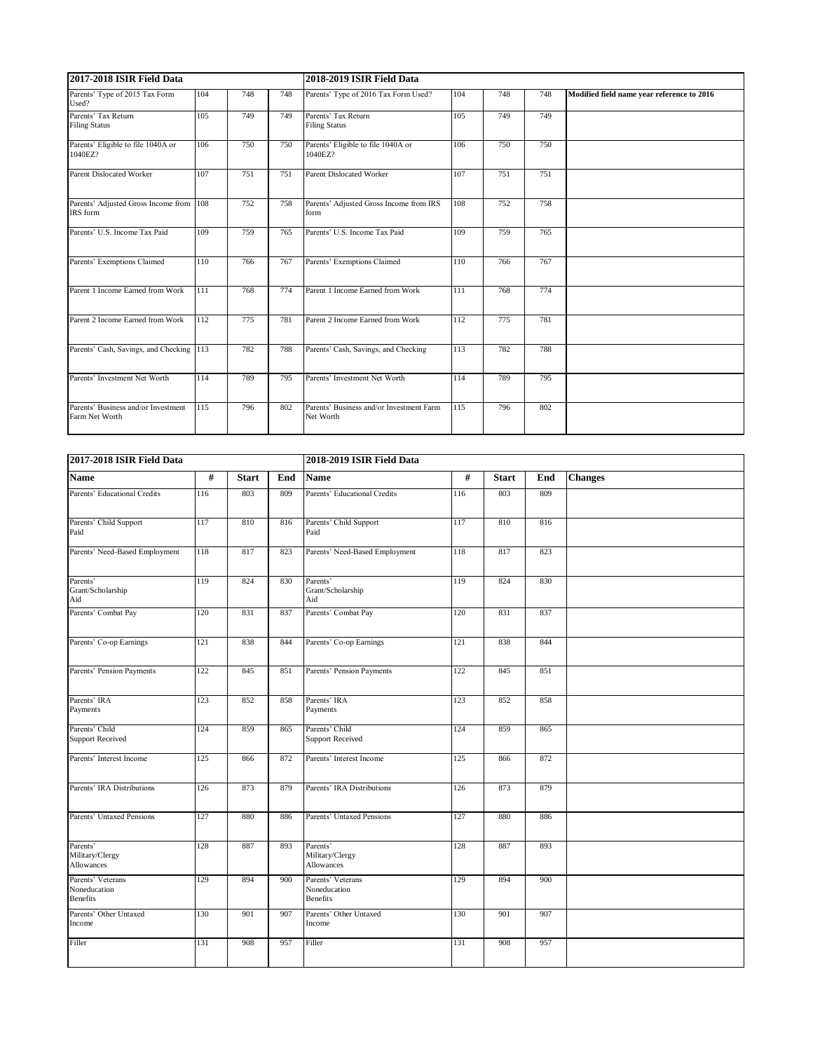| 2017-2018 ISIR Field Data | | | | 2018-2019 ISIR Field Data | | | | |
|---|---|---|---|---|---|---|---|---|
| Parents' Type of 2015 Tax Form Used? | 104 | 748 | 748 | Parents' Type of 2016 Tax Form Used? | 104 | 748 | 748 | **Modified field name year reference to 2016** |
| Parents' Tax Return Filing Status | 105 | 749 | 749 | Parents' Tax Return Filing Status | 105 | 749 | 749 | |
| Parents' Eligible to file 1040A or 1040EZ? | 106 | 750 | 750 | Parents' Eligible to file 1040A or 1040EZ? | 106 | 750 | 750 | |
| Parent Dislocated Worker | 107 | 751 | 751 | Parent Dislocated Worker | 107 | 751 | 751 | |
| Parents' Adjusted Gross Income from IRS form | 108 | 752 | 758 | Parents' Adjusted Gross Income from IRS form | 108 | 752 | 758 | |
| Parents' U.S. Income Tax Paid | 109 | 759 | 765 | Parents' U.S. Income Tax Paid | 109 | 759 | 765 | |
| Parents' Exemptions Claimed | 110 | 766 | 767 | Parents' Exemptions Claimed | 110 | 766 | 767 | |
| Parent 1 Income Earned from Work | 111 | 768 | 774 | Parent 1 Income Earned from Work | 111 | 768 | 774 | |
| Parent 2 Income Earned from Work | 112 | 775 | 781 | Parent 2 Income Earned from Work | 112 | 775 | 781 | |
| Parents' Cash, Savings, and Checking | 113 | 782 | 788 | Parents' Cash, Savings, and Checking | 113 | 782 | 788 | |
| Parents' Investment Net Worth | 114 | 789 | 795 | Parents' Investment Net Worth | 114 | 789 | 795 | |
| Parents' Business and/or Investment Farm Net Worth | 115 | 796 | 802 | Parents' Business and/or Investment Farm Net Worth | 115 | 796 | 802 | |

| 2017-2018 ISIR Field Data | | | | 2018-2019 ISIR Field Data | | | | |
|---|---|---|---|---|---|---|---|---|
| **Name** | **#** | **Start** | **End** | **Name** | **#** | **Start** | **End** | **Changes** |
| Parents' Educational Credits | 116 | 803 | 809 | Parents' Educational Credits | 116 | 803 | 809 | |
| Parents' Child Support Paid | 117 | 810 | 816 | Parents' Child Support Paid | 117 | 810 | 816 | |
| Parents' Need-Based Employment | 118 | 817 | 823 | Parents' Need-Based Employment | 118 | 817 | 823 | |
| Parents' Grant/Scholarship Aid | 119 | 824 | 830 | Parents' Grant/Scholarship Aid | 119 | 824 | 830 | |
| Parents' Combat Pay | 120 | 831 | 837 | Parents' Combat Pay | 120 | 831 | 837 | |
| Parents' Co-op Earnings | 121 | 838 | 844 | Parents' Co-op Earnings | 121 | 838 | 844 | |
| Parents' Pension Payments | 122 | 845 | 851 | Parents' Pension Payments | 122 | 845 | 851 | |
| Parents' IRA Payments | 123 | 852 | 858 | Parents' IRA Payments | 123 | 852 | 858 | |
| Parents' Child Support Received | 124 | 859 | 865 | Parents' Child Support Received | 124 | 859 | 865 | |
| Parents' Interest Income | 125 | 866 | 872 | Parents' Interest Income | 125 | 866 | 872 | |
| Parents' IRA Distributions | 126 | 873 | 879 | Parents' IRA Distributions | 126 | 873 | 879 | |
| Parents' Untaxed Pensions | 127 | 880 | 886 | Parents' Untaxed Pensions | 127 | 880 | 886 | |
| Parents' Military/Clergy Allowances | 128 | 887 | 893 | Parents' Military/Clergy Allowances | 128 | 887 | 893 | |
| Parents' Veterans Noneducation Benefits | 129 | 894 | 900 | Parents' Veterans Noneducation Benefits | 129 | 894 | 900 | |
| Parents' Other Untaxed Income | 130 | 901 | 907 | Parents' Other Untaxed Income | 130 | 901 | 907 | |
| Filler | 131 | 908 | 957 | Filler | 131 | 908 | 957 | |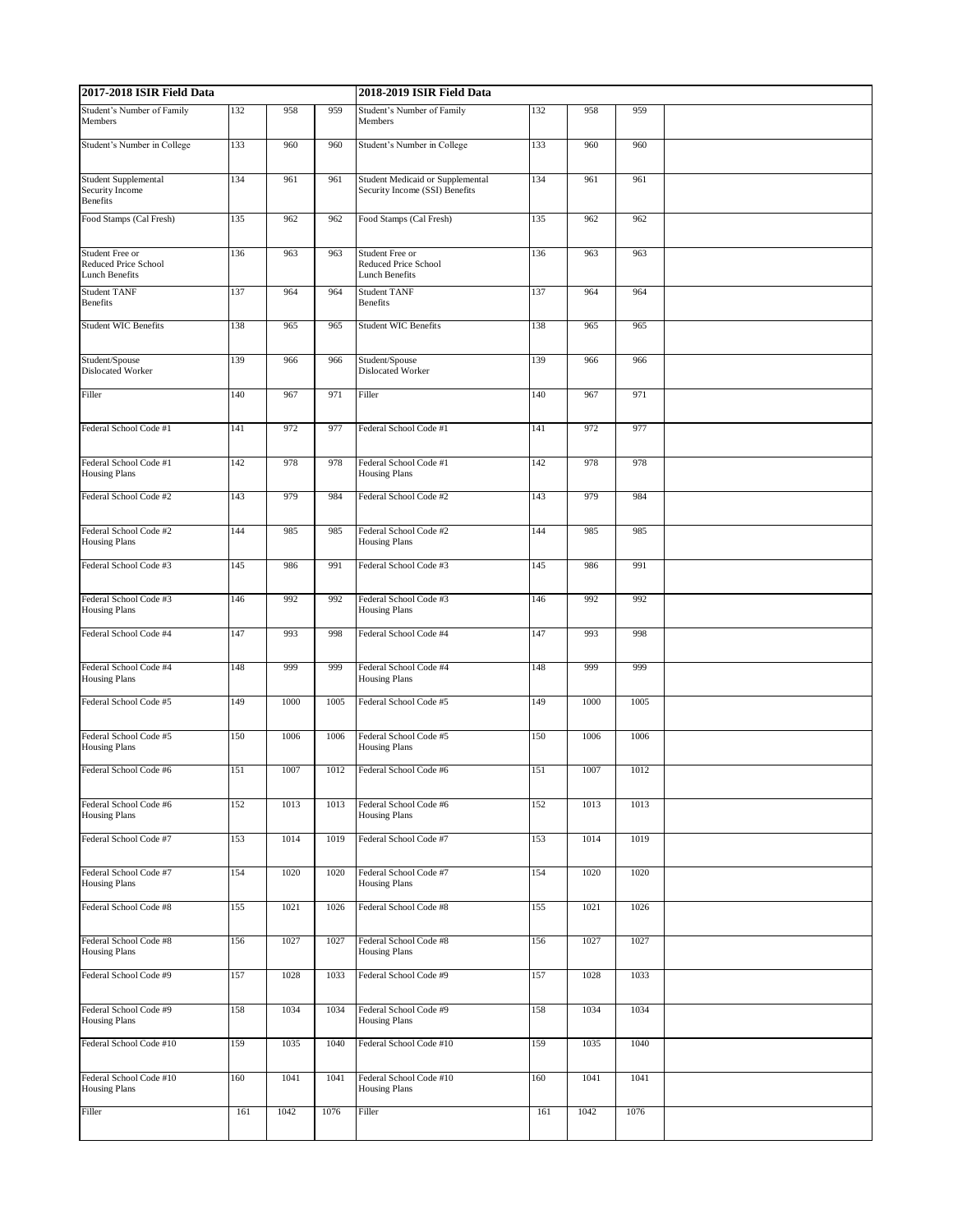| 2017-2018 ISIR Field Data | | | | 2018-2019 ISIR Field Data | | | | |
|---|---|---|---|---|---|---|---|---|
| Student's Number of Family Members | 132 | 958 | 959 | Student's Number of Family Members | 132 | 958 | 959 | |
| Student's Number in College | 133 | 960 | 960 | Student's Number in College | 133 | 960 | 960 | |
| Student Supplemental Security Income Benefits | 134 | 961 | 961 | Student Medicaid or Supplemental Security Income (SSI) Benefits | 134 | 961 | 961 | |
| Food Stamps (Cal Fresh) | 135 | 962 | 962 | Food Stamps (Cal Fresh) | 135 | 962 | 962 | |
| Student Free or Reduced Price School Lunch Benefits | 136 | 963 | 963 | Student Free or Reduced Price School Lunch Benefits | 136 | 963 | 963 | |
| Student TANF Benefits | 137 | 964 | 964 | Student TANF Benefits | 137 | 964 | 964 | |
| Student WIC Benefits | 138 | 965 | 965 | Student WIC Benefits | 138 | 965 | 965 | |
| Student/Spouse Dislocated Worker | 139 | 966 | 966 | Student/Spouse Dislocated Worker | 139 | 966 | 966 | |
| Filler | 140 | 967 | 971 | Filler | 140 | 967 | 971 | |
| Federal School Code #1 | 141 | 972 | 977 | Federal School Code #1 | 141 | 972 | 977 | |
| Federal School Code #1 Housing Plans | 142 | 978 | 978 | Federal School Code #1 Housing Plans | 142 | 978 | 978 | |
| Federal School Code #2 | 143 | 979 | 984 | Federal School Code #2 | 143 | 979 | 984 | |
| Federal School Code #2 Housing Plans | 144 | 985 | 985 | Federal School Code #2 Housing Plans | 144 | 985 | 985 | |
| Federal School Code #3 | 145 | 986 | 991 | Federal School Code #3 | 145 | 986 | 991 | |
| Federal School Code #3 Housing Plans | 146 | 992 | 992 | Federal School Code #3 Housing Plans | 146 | 992 | 992 | |
| Federal School Code #4 | 147 | 993 | 998 | Federal School Code #4 | 147 | 993 | 998 | |
| Federal School Code #4 Housing Plans | 148 | 999 | 999 | Federal School Code #4 Housing Plans | 148 | 999 | 999 | |
| Federal School Code #5 | 149 | 1000 | 1005 | Federal School Code #5 | 149 | 1000 | 1005 | |
| Federal School Code #5 Housing Plans | 150 | 1006 | 1006 | Federal School Code #5 Housing Plans | 150 | 1006 | 1006 | |
| Federal School Code #6 | 151 | 1007 | 1012 | Federal School Code #6 | 151 | 1007 | 1012 | |
| Federal School Code #6 Housing Plans | 152 | 1013 | 1013 | Federal School Code #6 Housing Plans | 152 | 1013 | 1013 | |
| Federal School Code #7 | 153 | 1014 | 1019 | Federal School Code #7 | 153 | 1014 | 1019 | |
| Federal School Code #7 Housing Plans | 154 | 1020 | 1020 | Federal School Code #7 Housing Plans | 154 | 1020 | 1020 | |
| Federal School Code #8 | 155 | 1021 | 1026 | Federal School Code #8 | 155 | 1021 | 1026 | |
| Federal School Code #8 Housing Plans | 156 | 1027 | 1027 | Federal School Code #8 Housing Plans | 156 | 1027 | 1027 | |
| Federal School Code #9 | 157 | 1028 | 1033 | Federal School Code #9 | 157 | 1028 | 1033 | |
| Federal School Code #9 Housing Plans | 158 | 1034 | 1034 | Federal School Code #9 Housing Plans | 158 | 1034 | 1034 | |
| Federal School Code #10 | 159 | 1035 | 1040 | Federal School Code #10 | 159 | 1035 | 1040 | |
| Federal School Code #10 Housing Plans | 160 | 1041 | 1041 | Federal School Code #10 Housing Plans | 160 | 1041 | 1041 | |
| Filler | 161 | 1042 | 1076 | Filler | 161 | 1042 | 1076 | |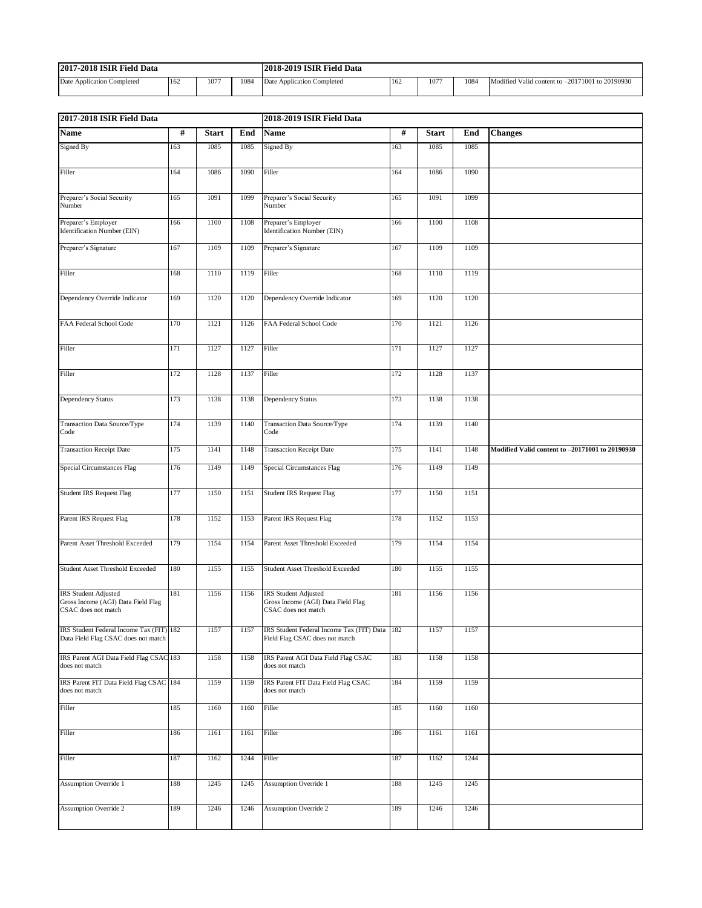| 2017-2018 ISIR Field Data | | | | 2018-2019 ISIR Field Data | | | | |
|---|---|---|---|---|---|---|---|---|
| Date Application Completed | 162 | 1077 | 1084 | Date Application Completed | 162 | 1077 | 1084 | Modified Valid content to –20171001 to 20190930 |

| 2017-2018 ISIR Field Data | | | | 2018-2019 ISIR Field Data | | | | |
|---|---|---|---|---|---|---|---|---|
| **Name** | **#** | **Start** | **End** | **Name** | **#** | **Start** | **End** | **Changes** |
| Signed By | 163 | 1085 | 1085 | Signed By | 163 | 1085 | 1085 | |
| Filler | 164 | 1086 | 1090 | Filler | 164 | 1086 | 1090 | |
| Preparer's Social Security Number | 165 | 1091 | 1099 | Preparer's Social Security Number | 165 | 1091 | 1099 | |
| Preparer's Employer Identification Number (EIN) | 166 | 1100 | 1108 | Preparer's Employer Identification Number (EIN) | 166 | 1100 | 1108 | |
| Preparer's Signature | 167 | 1109 | 1109 | Preparer's Signature | 167 | 1109 | 1109 | |
| Filler | 168 | 1110 | 1119 | Filler | 168 | 1110 | 1119 | |
| Dependency Override Indicator | 169 | 1120 | 1120 | Dependency Override Indicator | 169 | 1120 | 1120 | |
| FAA Federal School Code | 170 | 1121 | 1126 | FAA Federal School Code | 170 | 1121 | 1126 | |
| Filler | 171 | 1127 | 1127 | Filler | 171 | 1127 | 1127 | |
| Filler | 172 | 1128 | 1137 | Filler | 172 | 1128 | 1137 | |
| Dependency Status | 173 | 1138 | 1138 | Dependency Status | 173 | 1138 | 1138 | |
| Transaction Data Source/Type Code | 174 | 1139 | 1140 | Transaction Data Source/Type Code | 174 | 1139 | 1140 | |
| Transaction Receipt Date | 175 | 1141 | 1148 | Transaction Receipt Date | 175 | 1141 | 1148 | **Modified Valid content to –20171001 to 20190930** |
| Special Circumstances Flag | 176 | 1149 | 1149 | Special Circumstances Flag | 176 | 1149 | 1149 | |
| Student IRS Request Flag | 177 | 1150 | 1151 | Student IRS Request Flag | 177 | 1150 | 1151 | |
| Parent IRS Request Flag | 178 | 1152 | 1153 | Parent IRS Request Flag | 178 | 1152 | 1153 | |
| Parent Asset Threshold Exceeded | 179 | 1154 | 1154 | Parent Asset Threshold Exceeded | 179 | 1154 | 1154 | |
| Student Asset Threshold Exceeded | 180 | 1155 | 1155 | Student Asset Threshold Exceeded | 180 | 1155 | 1155 | |
| IRS Student Adjusted Gross Income (AGI) Data Field Flag CSAC does not match | 181 | 1156 | 1156 | IRS Student Adjusted Gross Income (AGI) Data Field Flag CSAC does not match | 181 | 1156 | 1156 | |
| IRS Student Federal Income Tax (FIT) Data Field Flag CSAC does not match | 182 | 1157 | 1157 | IRS Student Federal Income Tax (FIT) Data Field Flag CSAC does not match | 182 | 1157 | 1157 | |
| IRS Parent AGI Data Field Flag CSAC does not match | 183 | 1158 | 1158 | IRS Parent AGI Data Field Flag CSAC does not match | 183 | 1158 | 1158 | |
| IRS Parent FIT Data Field Flag CSAC does not match | 184 | 1159 | 1159 | IRS Parent FIT Data Field Flag CSAC does not match | 184 | 1159 | 1159 | |
| Filler | 185 | 1160 | 1160 | Filler | 185 | 1160 | 1160 | |
| Filler | 186 | 1161 | 1161 | Filler | 186 | 1161 | 1161 | |
| Filler | 187 | 1162 | 1244 | Filler | 187 | 1162 | 1244 | |
| Assumption Override 1 | 188 | 1245 | 1245 | Assumption Override 1 | 188 | 1245 | 1245 | |
| Assumption Override 2 | 189 | 1246 | 1246 | Assumption Override 2 | 189 | 1246 | 1246 | |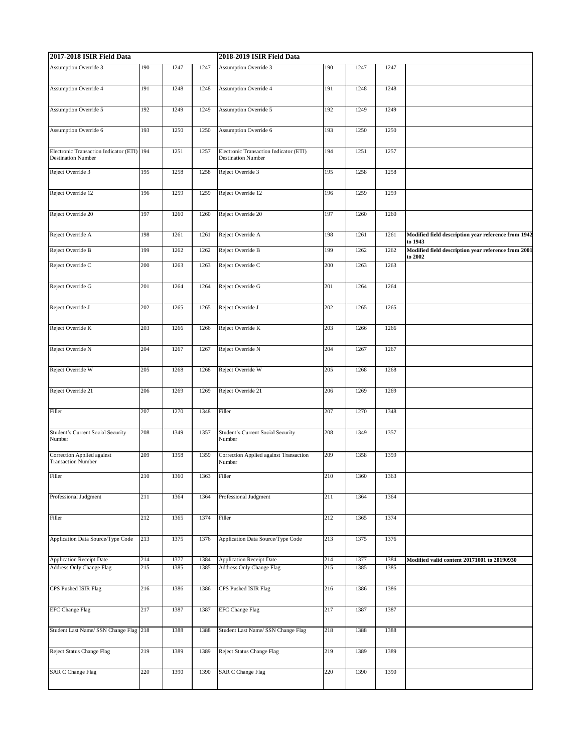| 2017-2018 ISIR Field Data | | | | 2018-2019 ISIR Field Data | | | | |
|---|---|---|---|---|---|---|---|---|
| Assumption Override 3 | 190 | 1247 | 1247 | Assumption Override 3 | 190 | 1247 | 1247 | |
| Assumption Override 4 | 191 | 1248 | 1248 | Assumption Override 4 | 191 | 1248 | 1248 | |
| Assumption Override 5 | 192 | 1249 | 1249 | Assumption Override 5 | 192 | 1249 | 1249 | |
| Assumption Override 6 | 193 | 1250 | 1250 | Assumption Override 6 | 193 | 1250 | 1250 | |
| Electronic Transaction Indicator (ETI) Destination Number | 194 | 1251 | 1257 | Electronic Transaction Indicator (ETI) Destination Number | 194 | 1251 | 1257 | |
| Reject Override 3 | 195 | 1258 | 1258 | Reject Override 3 | 195 | 1258 | 1258 | |
| Reject Override 12 | 196 | 1259 | 1259 | Reject Override 12 | 196 | 1259 | 1259 | |
| Reject Override 20 | 197 | 1260 | 1260 | Reject Override 20 | 197 | 1260 | 1260 | |
| Reject Override A | 198 | 1261 | 1261 | Reject Override A | 198 | 1261 | 1261 | **Modified field description year reference from 1942 to 1943** |
| Reject Override B | 199 | 1262 | 1262 | Reject Override B | 199 | 1262 | 1262 | **Modified field description year reference from 2001 to 2002** |
| Reject Override C | 200 | 1263 | 1263 | Reject Override C | 200 | 1263 | 1263 | |
| Reject Override G | 201 | 1264 | 1264 | Reject Override G | 201 | 1264 | 1264 | |
| Reject Override J | 202 | 1265 | 1265 | Reject Override J | 202 | 1265 | 1265 | |
| Reject Override K | 203 | 1266 | 1266 | Reject Override K | 203 | 1266 | 1266 | |
| Reject Override N | 204 | 1267 | 1267 | Reject Override N | 204 | 1267 | 1267 | |
| Reject Override W | 205 | 1268 | 1268 | Reject Override W | 205 | 1268 | 1268 | |
| Reject Override 21 | 206 | 1269 | 1269 | Reject Override 21 | 206 | 1269 | 1269 | |
| Filler | 207 | 1270 | 1348 | Filler | 207 | 1270 | 1348 | |
| Student's Current Social Security Number | 208 | 1349 | 1357 | Student's Current Social Security Number | 208 | 1349 | 1357 | |
| Correction Applied against Transaction Number | 209 | 1358 | 1359 | Correction Applied against Transaction Number | 209 | 1358 | 1359 | |
| Filler | 210 | 1360 | 1363 | Filler | 210 | 1360 | 1363 | |
| Professional Judgment | 211 | 1364 | 1364 | Professional Judgment | 211 | 1364 | 1364 | |
| Filler | 212 | 1365 | 1374 | Filler | 212 | 1365 | 1374 | |
| Application Data Source/Type Code | 213 | 1375 | 1376 | Application Data Source/Type Code | 213 | 1375 | 1376 | |
| Application Receipt Date | 214 | 1377 | 1384 | Application Receipt Date | 214 | 1377 | 1384 | **Modified valid content 20171001 to 20190930** |
| Address Only Change Flag | 215 | 1385 | 1385 | Address Only Change Flag | 215 | 1385 | 1385 | |
| CPS Pushed ISIR Flag | 216 | 1386 | 1386 | CPS Pushed ISIR Flag | 216 | 1386 | 1386 | |
| EFC Change Flag | 217 | 1387 | 1387 | EFC Change Flag | 217 | 1387 | 1387 | |
| Student Last Name/ SSN Change Flag | 218 | 1388 | 1388 | Student Last Name/ SSN Change Flag | 218 | 1388 | 1388 | |
| Reject Status Change Flag | 219 | 1389 | 1389 | Reject Status Change Flag | 219 | 1389 | 1389 | |
| SAR C Change Flag | 220 | 1390 | 1390 | SAR C Change Flag | 220 | 1390 | 1390 | |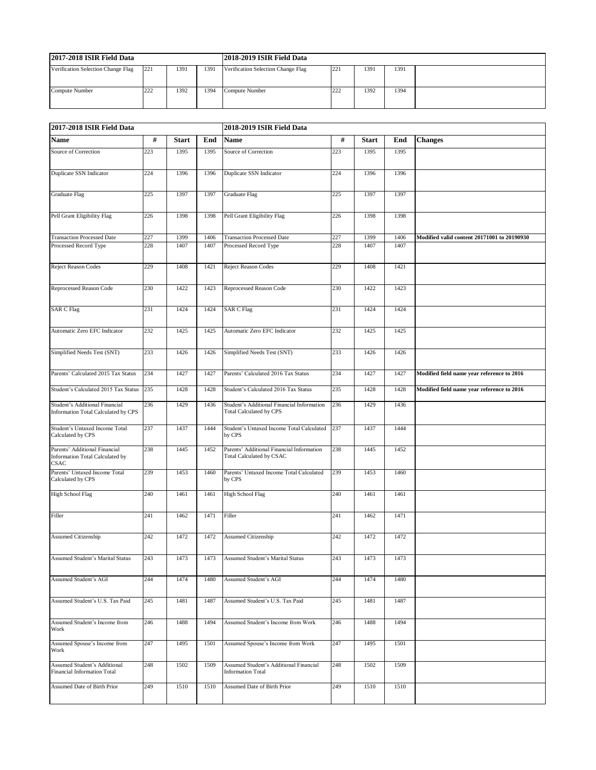| 2017-2018 ISIR Field Data | | | | 2018-2019 ISIR Field Data | | | | |
|---|---|---|---|---|---|---|---|---|
| Verification Selection Change Flag | 221 | 1391 | 1391 | Verification Selection Change Flag | 221 | 1391 | 1391 | |
| Compute Number | 222 | 1392 | 1394 | Compute Number | 222 | 1392 | 1394 | |

| 2017-2018 ISIR Field Data | | | | 2018-2019 ISIR Field Data | | | | |
|---|---|---|---|---|---|---|---|---|
| **Name** | **#** | **Start** | **End** | **Name** | **#** | **Start** | **End** | **Changes** |
| Source of Correction | 223 | 1395 | 1395 | Source of Correction | 223 | 1395 | 1395 | |
| Duplicate SSN Indicator | 224 | 1396 | 1396 | Duplicate SSN Indicator | 224 | 1396 | 1396 | |
| Graduate Flag | 225 | 1397 | 1397 | Graduate Flag | 225 | 1397 | 1397 | |
| Pell Grant Eligibility Flag | 226 | 1398 | 1398 | Pell Grant Eligibility Flag | 226 | 1398 | 1398 | |
| Transaction Processed Date | 227 | 1399 | 1406 | Transaction Processed Date | 227 | 1399 | 1406 | **Modified valid content 20171001 to 20190930** |
| Processed Record Type | 228 | 1407 | 1407 | Processed Record Type | 228 | 1407 | 1407 | |
| Reject Reason Codes | 229 | 1408 | 1421 | Reject Reason Codes | 229 | 1408 | 1421 | |
| Reprocessed Reason Code | 230 | 1422 | 1423 | Reprocessed Reason Code | 230 | 1422 | 1423 | |
| SAR C Flag | 231 | 1424 | 1424 | SAR C Flag | 231 | 1424 | 1424 | |
| Automatic Zero EFC Indicator | 232 | 1425 | 1425 | Automatic Zero EFC Indicator | 232 | 1425 | 1425 | |
| Simplified Needs Test (SNT) | 233 | 1426 | 1426 | Simplified Needs Test (SNT) | 233 | 1426 | 1426 | |
| Parents' Calculated 2015 Tax Status | 234 | 1427 | 1427 | Parents' Calculated 2016 Tax Status | 234 | 1427 | 1427 | **Modified field name year reference to 2016** |
| Student's Calculated 2015 Tax Status | 235 | 1428 | 1428 | Student's Calculated 2016 Tax Status | 235 | 1428 | 1428 | **Modified field name year reference to 2016** |
| Student's Additional Financial Information Total Calculated by CPS | 236 | 1429 | 1436 | Student's Additional Financial Information Total Calculated by CPS | 236 | 1429 | 1436 | |
| Student's Untaxed Income Total Calculated by CPS | 237 | 1437 | 1444 | Student's Untaxed Income Total Calculated by CPS | 237 | 1437 | 1444 | |
| Parents' Additional Financial Information Total Calculated by CSAC | 238 | 1445 | 1452 | Parents' Additional Financial Information Total Calculated by CSAC | 238 | 1445 | 1452 | |
| Parents' Untaxed Income Total Calculated by CPS | 239 | 1453 | 1460 | Parents' Untaxed Income Total Calculated by CPS | 239 | 1453 | 1460 | |
| High School Flag | 240 | 1461 | 1461 | High School Flag | 240 | 1461 | 1461 | |
| Filler | 241 | 1462 | 1471 | Filler | 241 | 1462 | 1471 | |
| Assumed Citizenship | 242 | 1472 | 1472 | Assumed Citizenship | 242 | 1472 | 1472 | |
| Assumed Student's Marital Status | 243 | 1473 | 1473 | Assumed Student's Marital Status | 243 | 1473 | 1473 | |
| Assumed Student's AGI | 244 | 1474 | 1480 | Assumed Student's AGI | 244 | 1474 | 1480 | |
| Assumed Student's U.S. Tax Paid | 245 | 1481 | 1487 | Assumed Student's U.S. Tax Paid | 245 | 1481 | 1487 | |
| Assumed Student's Income from Work | 246 | 1488 | 1494 | Assumed Student's Income from Work | 246 | 1488 | 1494 | |
| Assumed Spouse's Income from Work | 247 | 1495 | 1501 | Assumed Spouse's Income from Work | 247 | 1495 | 1501 | |
| Assumed Student's Additional Financial Information Total | 248 | 1502 | 1509 | Assumed Student's Additional Financial Information Total | 248 | 1502 | 1509 | |
| Assumed Date of Birth Prior | 249 | 1510 | 1510 | Assumed Date of Birth Prior | 249 | 1510 | 1510 | |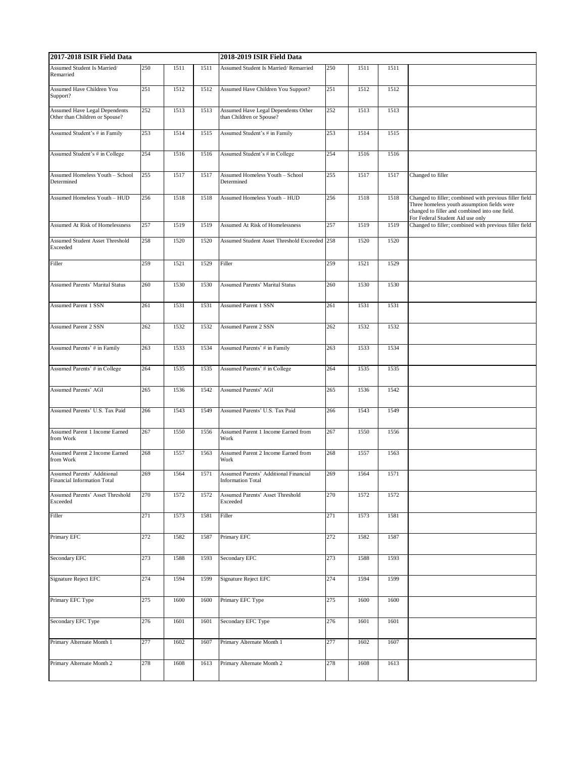| 2017-2018 ISIR Field Data | | | | 2018-2019 ISIR Field Data | | | | |
|---|---|---|---|---|---|---|---|---|
| Assumed Student Is Married/ Remarried | 250 | 1511 | 1511 | Assumed Student Is Married/ Remarried | 250 | 1511 | 1511 | |
| Assumed Have Children You Support? | 251 | 1512 | 1512 | Assumed Have Children You Support? | 251 | 1512 | 1512 | |
| Assumed Have Legal Dependents Other than Children or Spouse? | 252 | 1513 | 1513 | Assumed Have Legal Dependents Other than Children or Spouse? | 252 | 1513 | 1513 | |
| Assumed Student's # in Family | 253 | 1514 | 1515 | Assumed Student's # in Family | 253 | 1514 | 1515 | |
| Assumed Student's # in College | 254 | 1516 | 1516 | Assumed Student's # in College | 254 | 1516 | 1516 | |
| Assumed Homeless Youth – School Determined | 255 | 1517 | 1517 | Assumed Homeless Youth – School Determined | 255 | 1517 | 1517 | Changed to filler |
| Assumed Homeless Youth – HUD | 256 | 1518 | 1518 | Assumed Homeless Youth – HUD | 256 | 1518 | 1518 | Changed to filler; combined with previous filler field Three homeless youth assumption fields were changed to filler and combined into one field. For Federal Student Aid use only |
| Assumed At Risk of Homelessness | 257 | 1519 | 1519 | Assumed At Risk of Homelessness | 257 | 1519 | 1519 | Changed to filler; combined with previous filler field |
| Assumed Student Asset Threshold Exceeded | 258 | 1520 | 1520 | Assumed Student Asset Threshold Exceeded | 258 | 1520 | 1520 | |
| Filler | 259 | 1521 | 1529 | Filler | 259 | 1521 | 1529 | |
| Assumed Parents' Marital Status | 260 | 1530 | 1530 | Assumed Parents' Marital Status | 260 | 1530 | 1530 | |
| Assumed Parent 1 SSN | 261 | 1531 | 1531 | Assumed Parent 1 SSN | 261 | 1531 | 1531 | |
| Assumed Parent 2 SSN | 262 | 1532 | 1532 | Assumed Parent 2 SSN | 262 | 1532 | 1532 | |
| Assumed Parents' # in Family | 263 | 1533 | 1534 | Assumed Parents' # in Family | 263 | 1533 | 1534 | |
| Assumed Parents' # in College | 264 | 1535 | 1535 | Assumed Parents' # in College | 264 | 1535 | 1535 | |
| Assumed Parents' AGI | 265 | 1536 | 1542 | Assumed Parents' AGI | 265 | 1536 | 1542 | |
| Assumed Parents' U.S. Tax Paid | 266 | 1543 | 1549 | Assumed Parents' U.S. Tax Paid | 266 | 1543 | 1549 | |
| Assumed Parent 1 Income Earned from Work | 267 | 1550 | 1556 | Assumed Parent 1 Income Earned from Work | 267 | 1550 | 1556 | |
| Assumed Parent 2 Income Earned from Work | 268 | 1557 | 1563 | Assumed Parent 2 Income Earned from Work | 268 | 1557 | 1563 | |
| Assumed Parents' Additional Financial Information Total | 269 | 1564 | 1571 | Assumed Parents' Additional Financial Information Total | 269 | 1564 | 1571 | |
| Assumed Parents' Asset Threshold Exceeded | 270 | 1572 | 1572 | Assumed Parents' Asset Threshold Exceeded | 270 | 1572 | 1572 | |
| Filler | 271 | 1573 | 1581 | Filler | 271 | 1573 | 1581 | |
| Primary EFC | 272 | 1582 | 1587 | Primary EFC | 272 | 1582 | 1587 | |
| Secondary EFC | 273 | 1588 | 1593 | Secondary EFC | 273 | 1588 | 1593 | |
| Signature Reject EFC | 274 | 1594 | 1599 | Signature Reject EFC | 274 | 1594 | 1599 | |
| Primary EFC Type | 275 | 1600 | 1600 | Primary EFC Type | 275 | 1600 | 1600 | |
| Secondary EFC Type | 276 | 1601 | 1601 | Secondary EFC Type | 276 | 1601 | 1601 | |
| Primary Alternate Month 1 | 277 | 1602 | 1607 | Primary Alternate Month 1 | 277 | 1602 | 1607 | |
| Primary Alternate Month 2 | 278 | 1608 | 1613 | Primary Alternate Month 2 | 278 | 1608 | 1613 | |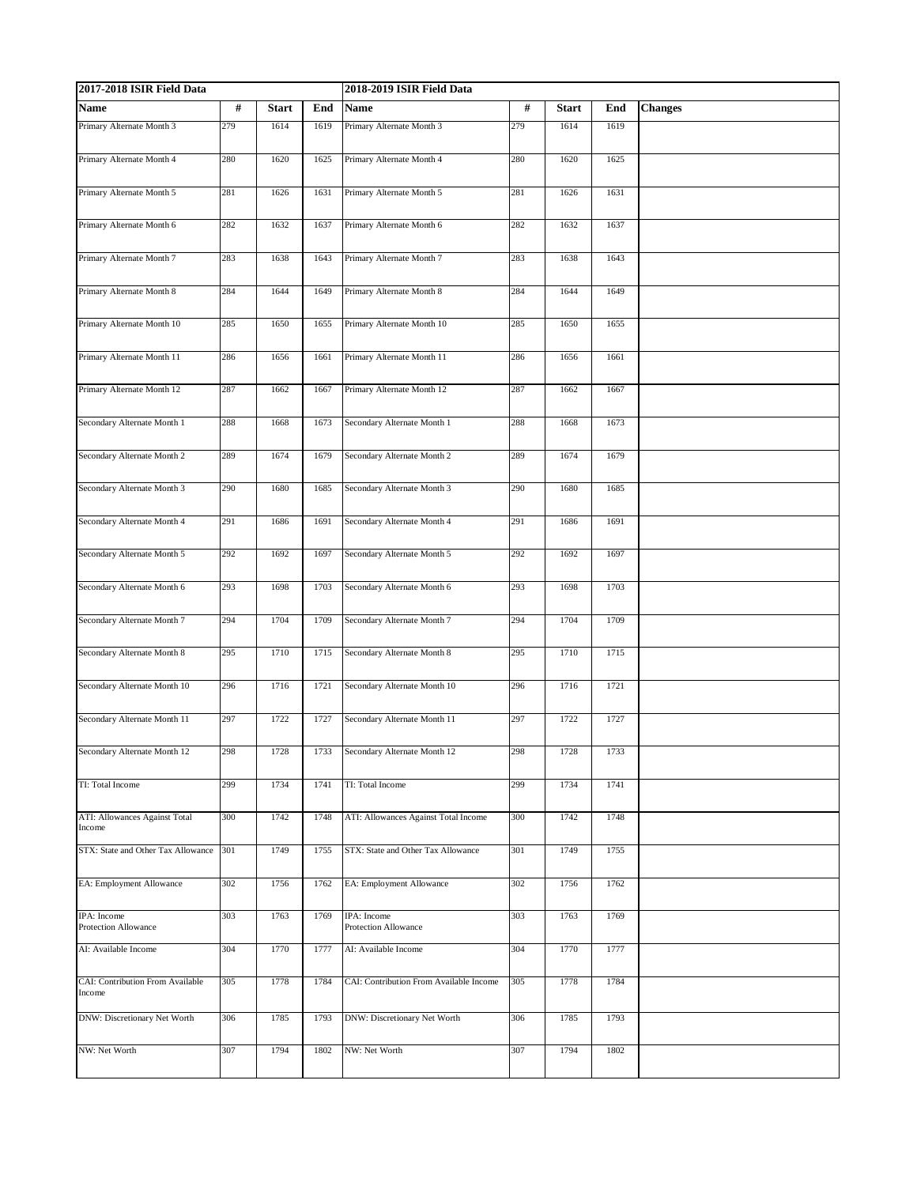| 2017-2018 ISIR Field Data | | | | 2018-2019 ISIR Field Data | | | | |
|---|---|---|---|---|---|---|---|---|
| **Name** | **#** | **Start** | **End** | **Name** | **#** | **Start** | **End** | **Changes** |
| Primary Alternate Month 3 | 279 | 1614 | 1619 | Primary Alternate Month 3 | 279 | 1614 | 1619 | |
| Primary Alternate Month 4 | 280 | 1620 | 1625 | Primary Alternate Month 4 | 280 | 1620 | 1625 | |
| Primary Alternate Month 5 | 281 | 1626 | 1631 | Primary Alternate Month 5 | 281 | 1626 | 1631 | |
| Primary Alternate Month 6 | 282 | 1632 | 1637 | Primary Alternate Month 6 | 282 | 1632 | 1637 | |
| Primary Alternate Month 7 | 283 | 1638 | 1643 | Primary Alternate Month 7 | 283 | 1638 | 1643 | |
| Primary Alternate Month 8 | 284 | 1644 | 1649 | Primary Alternate Month 8 | 284 | 1644 | 1649 | |
| Primary Alternate Month 10 | 285 | 1650 | 1655 | Primary Alternate Month 10 | 285 | 1650 | 1655 | |
| Primary Alternate Month 11 | 286 | 1656 | 1661 | Primary Alternate Month 11 | 286 | 1656 | 1661 | |
| Primary Alternate Month 12 | 287 | 1662 | 1667 | Primary Alternate Month 12 | 287 | 1662 | 1667 | |
| Secondary Alternate Month 1 | 288 | 1668 | 1673 | Secondary Alternate Month 1 | 288 | 1668 | 1673 | |
| Secondary Alternate Month 2 | 289 | 1674 | 1679 | Secondary Alternate Month 2 | 289 | 1674 | 1679 | |
| Secondary Alternate Month 3 | 290 | 1680 | 1685 | Secondary Alternate Month 3 | 290 | 1680 | 1685 | |
| Secondary Alternate Month 4 | 291 | 1686 | 1691 | Secondary Alternate Month 4 | 291 | 1686 | 1691 | |
| Secondary Alternate Month 5 | 292 | 1692 | 1697 | Secondary Alternate Month 5 | 292 | 1692 | 1697 | |
| Secondary Alternate Month 6 | 293 | 1698 | 1703 | Secondary Alternate Month 6 | 293 | 1698 | 1703 | |
| Secondary Alternate Month 7 | 294 | 1704 | 1709 | Secondary Alternate Month 7 | 294 | 1704 | 1709 | |
| Secondary Alternate Month 8 | 295 | 1710 | 1715 | Secondary Alternate Month 8 | 295 | 1710 | 1715 | |
| Secondary Alternate Month 10 | 296 | 1716 | 1721 | Secondary Alternate Month 10 | 296 | 1716 | 1721 | |
| Secondary Alternate Month 11 | 297 | 1722 | 1727 | Secondary Alternate Month 11 | 297 | 1722 | 1727 | |
| Secondary Alternate Month 12 | 298 | 1728 | 1733 | Secondary Alternate Month 12 | 298 | 1728 | 1733 | |
| TI: Total Income | 299 | 1734 | 1741 | TI: Total Income | 299 | 1734 | 1741 | |
| ATI: Allowances Against Total Income | 300 | 1742 | 1748 | ATI: Allowances Against Total Income | 300 | 1742 | 1748 | |
| STX: State and Other Tax Allowance | 301 | 1749 | 1755 | STX: State and Other Tax Allowance | 301 | 1749 | 1755 | |
| EA: Employment Allowance | 302 | 1756 | 1762 | EA: Employment Allowance | 302 | 1756 | 1762 | |
| IPA: Income Protection Allowance | 303 | 1763 | 1769 | IPA: Income Protection Allowance | 303 | 1763 | 1769 | |
| AI: Available Income | 304 | 1770 | 1777 | AI: Available Income | 304 | 1770 | 1777 | |
| CAI: Contribution From Available Income | 305 | 1778 | 1784 | CAI: Contribution From Available Income | 305 | 1778 | 1784 | |
| DNW: Discretionary Net Worth | 306 | 1785 | 1793 | DNW: Discretionary Net Worth | 306 | 1785 | 1793 | |
| NW: Net Worth | 307 | 1794 | 1802 | NW: Net Worth | 307 | 1794 | 1802 | |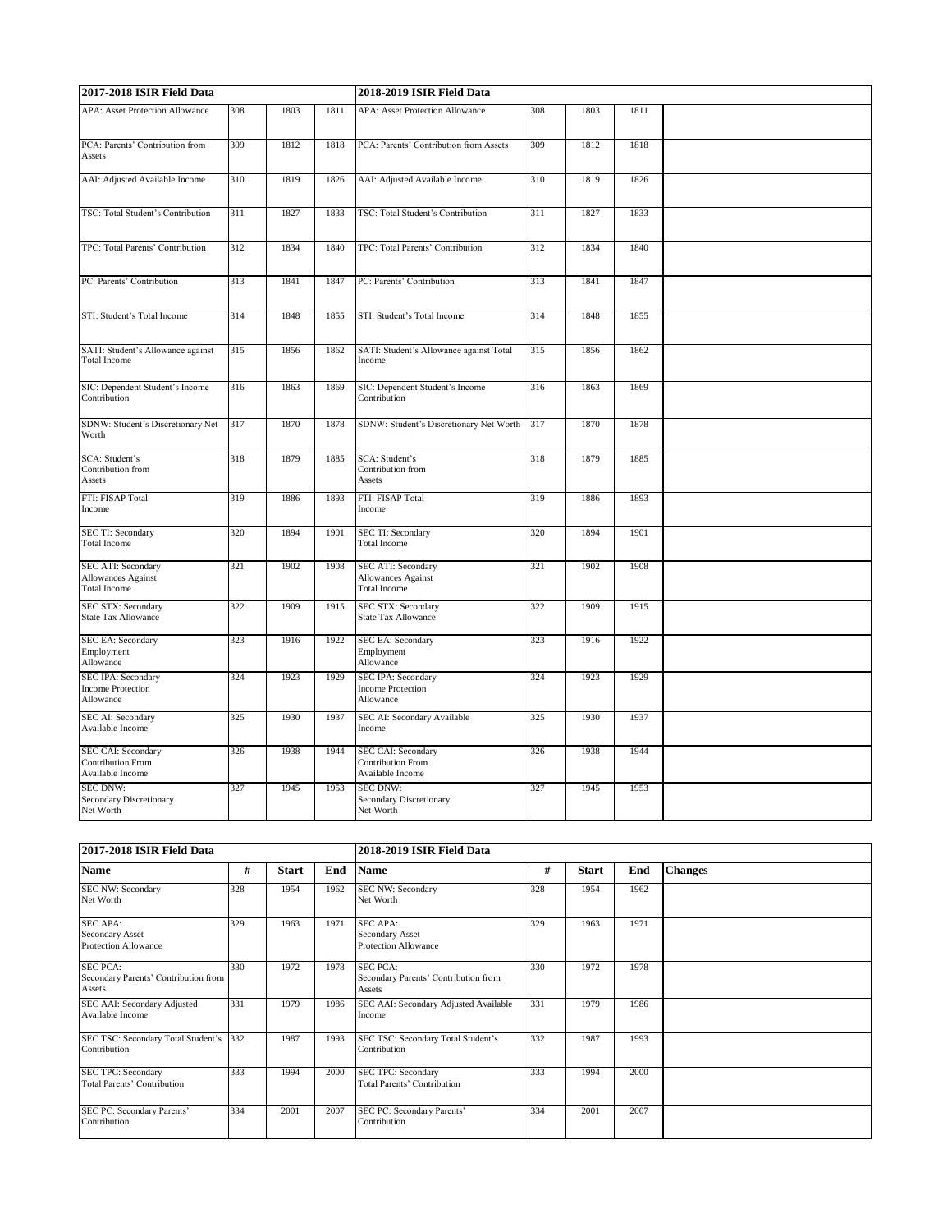| 2017-2018 ISIR Field Data | | | | 2018-2019 ISIR Field Data | | | | |
|---|---|---|---|---|---|---|---|---|
| APA: Asset Protection Allowance | 308 | 1803 | 1811 | APA: Asset Protection Allowance | 308 | 1803 | 1811 | |
| PCA: Parents' Contribution from Assets | 309 | 1812 | 1818 | PCA: Parents' Contribution from Assets | 309 | 1812 | 1818 | |
| AAI: Adjusted Available Income | 310 | 1819 | 1826 | AAI: Adjusted Available Income | 310 | 1819 | 1826 | |
| TSC: Total Student's Contribution | 311 | 1827 | 1833 | TSC: Total Student's Contribution | 311 | 1827 | 1833 | |
| TPC: Total Parents' Contribution | 312 | 1834 | 1840 | TPC: Total Parents' Contribution | 312 | 1834 | 1840 | |
| PC: Parents' Contribution | 313 | 1841 | 1847 | PC: Parents' Contribution | 313 | 1841 | 1847 | |
| STI: Student's Total Income | 314 | 1848 | 1855 | STI: Student's Total Income | 314 | 1848 | 1855 | |
| SATI: Student's Allowance against Total Income | 315 | 1856 | 1862 | SATI: Student's Allowance against Total Income | 315 | 1856 | 1862 | |
| SIC: Dependent Student's Income Contribution | 316 | 1863 | 1869 | SIC: Dependent Student's Income Contribution | 316 | 1863 | 1869 | |
| SDNW: Student's Discretionary Net Worth | 317 | 1870 | 1878 | SDNW: Student's Discretionary Net Worth | 317 | 1870 | 1878 | |
| SCA: Student's Contribution from Assets | 318 | 1879 | 1885 | SCA: Student's Contribution from Assets | 318 | 1879 | 1885 | |
| FTI: FISAP Total Income | 319 | 1886 | 1893 | FTI: FISAP Total Income | 319 | 1886 | 1893 | |
| SEC TI: Secondary Total Income | 320 | 1894 | 1901 | SEC TI: Secondary Total Income | 320 | 1894 | 1901 | |
| SEC ATI: Secondary Allowances Against Total Income | 321 | 1902 | 1908 | SEC ATI: Secondary Allowances Against Total Income | 321 | 1902 | 1908 | |
| SEC STX: Secondary State Tax Allowance | 322 | 1909 | 1915 | SEC STX: Secondary State Tax Allowance | 322 | 1909 | 1915 | |
| SEC EA: Secondary Employment Allowance | 323 | 1916 | 1922 | SEC EA: Secondary Employment Allowance | 323 | 1916 | 1922 | |
| SEC IPA: Secondary Income Protection Allowance | 324 | 1923 | 1929 | SEC IPA: Secondary Income Protection Allowance | 324 | 1923 | 1929 | |
| SEC AI: Secondary Available Income | 325 | 1930 | 1937 | SEC AI: Secondary Available Income | 325 | 1930 | 1937 | |
| SEC CAI: Secondary Contribution From Available Income | 326 | 1938 | 1944 | SEC CAI: Secondary Contribution From Available Income | 326 | 1938 | 1944 | |
| SEC DNW: Secondary Discretionary Net Worth | 327 | 1945 | 1953 | SEC DNW: Secondary Discretionary Net Worth | 327 | 1945 | 1953 | |

| 2017-2018 ISIR Field Data | | | | 2018-2019 ISIR Field Data | | | | |
|---|---|---|---|---|---|---|---|---|
| **Name** | **#** | **Start** | **End** | **Name** | **#** | **Start** | **End** | **Changes** |
| SEC NW: Secondary Net Worth | 328 | 1954 | 1962 | SEC NW: Secondary Net Worth | 328 | 1954 | 1962 | |
| SEC APA: Secondary Asset Protection Allowance | 329 | 1963 | 1971 | SEC APA: Secondary Asset Protection Allowance | 329 | 1963 | 1971 | |
| SEC PCA: Secondary Parents' Contribution from Assets | 330 | 1972 | 1978 | SEC PCA: Secondary Parents' Contribution from Assets | 330 | 1972 | 1978 | |
| SEC AAI: Secondary Adjusted Available Income | 331 | 1979 | 1986 | SEC AAI: Secondary Adjusted Available Income | 331 | 1979 | 1986 | |
| SEC TSC: Secondary Total Student's Contribution | 332 | 1987 | 1993 | SEC TSC: Secondary Total Student's Contribution | 332 | 1987 | 1993 | |
| SEC TPC: Secondary Total Parents' Contribution | 333 | 1994 | 2000 | SEC TPC: Secondary Total Parents' Contribution | 333 | 1994 | 2000 | |
| SEC PC: Secondary Parents' Contribution | 334 | 2001 | 2007 | SEC PC: Secondary Parents' Contribution | 334 | 2001 | 2007 | |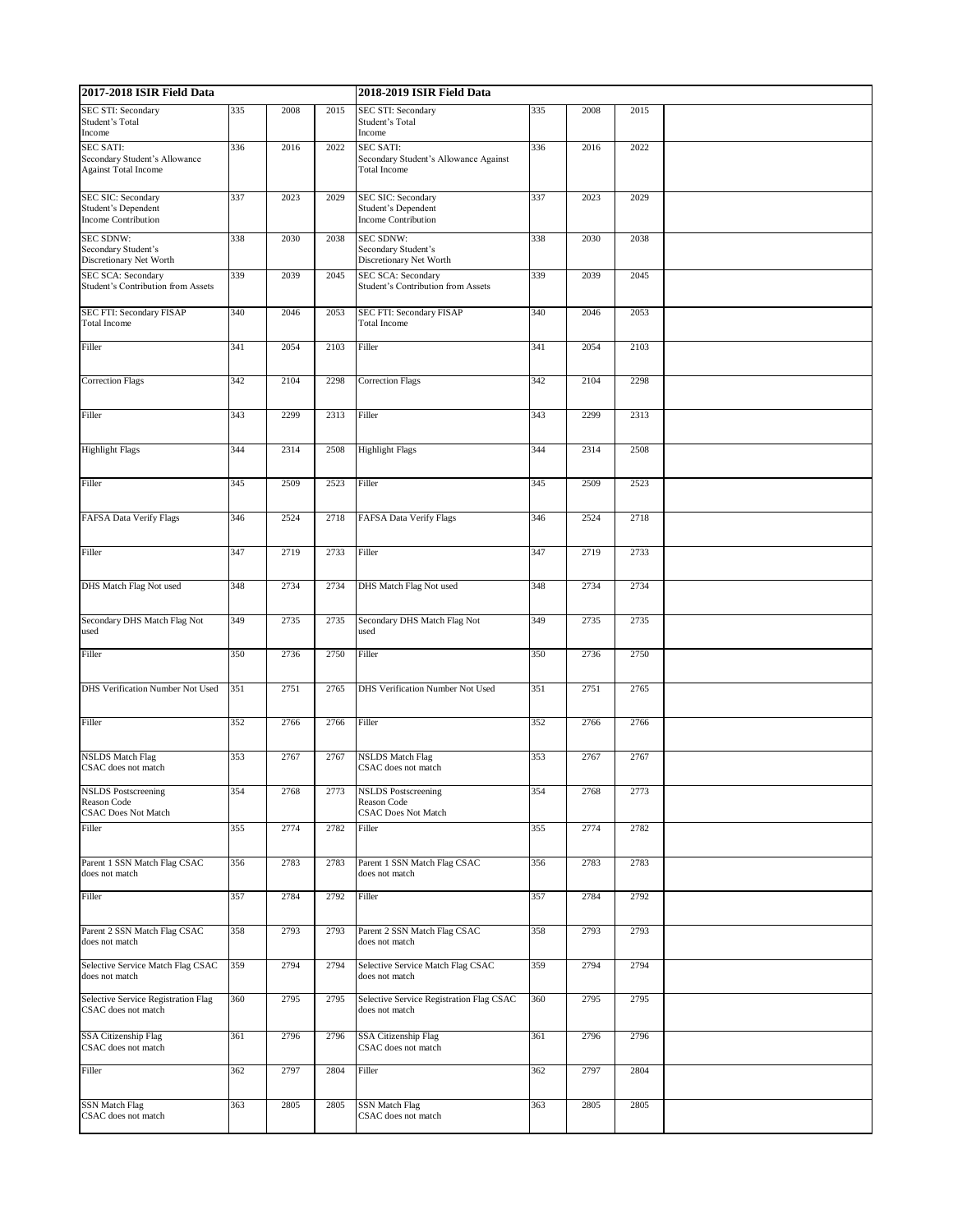| 2017-2018 ISIR Field Data | | | | 2018-2019 ISIR Field Data | | | | |
|---|---|---|---|---|---|---|---|---|
| SEC STI: Secondary Student's Total Income | 335 | 2008 | 2015 | SEC STI: Secondary Student's Total Income | 335 | 2008 | 2015 | |
| SEC SATI: Secondary Student's Allowance Against Total Income | 336 | 2016 | 2022 | SEC SATI: Secondary Student's Allowance Against Total Income | 336 | 2016 | 2022 | |
| SEC SIC: Secondary Student's Dependent Income Contribution | 337 | 2023 | 2029 | SEC SIC: Secondary Student's Dependent Income Contribution | 337 | 2023 | 2029 | |
| SEC SDNW: Secondary Student's Discretionary Net Worth | 338 | 2030 | 2038 | SEC SDNW: Secondary Student's Discretionary Net Worth | 338 | 2030 | 2038 | |
| SEC SCA: Secondary Student's Contribution from Assets | 339 | 2039 | 2045 | SEC SCA: Secondary Student's Contribution from Assets | 339 | 2039 | 2045 | |
| SEC FTI: Secondary FISAP Total Income | 340 | 2046 | 2053 | SEC FTI: Secondary FISAP Total Income | 340 | 2046 | 2053 | |
| Filler | 341 | 2054 | 2103 | Filler | 341 | 2054 | 2103 | |
| Correction Flags | 342 | 2104 | 2298 | Correction Flags | 342 | 2104 | 2298 | |
| Filler | 343 | 2299 | 2313 | Filler | 343 | 2299 | 2313 | |
| Highlight Flags | 344 | 2314 | 2508 | Highlight Flags | 344 | 2314 | 2508 | |
| Filler | 345 | 2509 | 2523 | Filler | 345 | 2509 | 2523 | |
| FAFSA Data Verify Flags | 346 | 2524 | 2718 | FAFSA Data Verify Flags | 346 | 2524 | 2718 | |
| Filler | 347 | 2719 | 2733 | Filler | 347 | 2719 | 2733 | |
| DHS Match Flag Not used | 348 | 2734 | 2734 | DHS Match Flag Not used | 348 | 2734 | 2734 | |
| Secondary DHS Match Flag Not used | 349 | 2735 | 2735 | Secondary DHS Match Flag Not used | 349 | 2735 | 2735 | |
| Filler | 350 | 2736 | 2750 | Filler | 350 | 2736 | 2750 | |
| DHS Verification Number Not Used | 351 | 2751 | 2765 | DHS Verification Number Not Used | 351 | 2751 | 2765 | |
| Filler | 352 | 2766 | 2766 | Filler | 352 | 2766 | 2766 | |
| NSLDS Match Flag CSAC does not match | 353 | 2767 | 2767 | NSLDS Match Flag CSAC does not match | 353 | 2767 | 2767 | |
| NSLDS Postscreening Reason Code CSAC Does Not Match | 354 | 2768 | 2773 | NSLDS Postscreening Reason Code CSAC Does Not Match | 354 | 2768 | 2773 | |
| Filler | 355 | 2774 | 2782 | Filler | 355 | 2774 | 2782 | |
| Parent 1 SSN Match Flag CSAC does not match | 356 | 2783 | 2783 | Parent 1 SSN Match Flag CSAC does not match | 356 | 2783 | 2783 | |
| Filler | 357 | 2784 | 2792 | Filler | 357 | 2784 | 2792 | |
| Parent 2 SSN Match Flag CSAC does not match | 358 | 2793 | 2793 | Parent 2 SSN Match Flag CSAC does not match | 358 | 2793 | 2793 | |
| Selective Service Match Flag CSAC does not match | 359 | 2794 | 2794 | Selective Service Match Flag CSAC does not match | 359 | 2794 | 2794 | |
| Selective Service Registration Flag CSAC does not match | 360 | 2795 | 2795 | Selective Service Registration Flag CSAC does not match | 360 | 2795 | 2795 | |
| SSA Citizenship Flag CSAC does not match | 361 | 2796 | 2796 | SSA Citizenship Flag CSAC does not match | 361 | 2796 | 2796 | |
| Filler | 362 | 2797 | 2804 | Filler | 362 | 2797 | 2804 | |
| SSN Match Flag CSAC does not match | 363 | 2805 | 2805 | SSN Match Flag CSAC does not match | 363 | 2805 | 2805 | |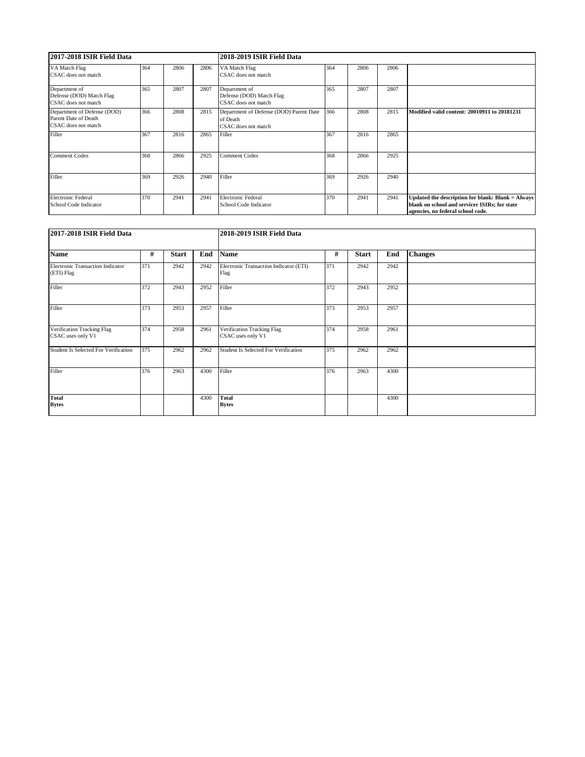| 2017-2018 ISIR Field Data | | | | 2018-2019 ISIR Field Data | | | | |
|---|---|---|---|---|---|---|---|---|
| VA Match Flag CSAC does not match | 364 | 2806 | 2806 | VA Match Flag CSAC does not match | 364 | 2806 | 2806 | |
| Department of Defense (DOD) Match Flag CSAC does not match | 365 | 2807 | 2807 | Department of Defense (DOD) Match Flag CSAC does not match | 365 | 2807 | 2807 | |
| Department of Defense (DOD) Parent Date of Death CSAC does not match | 366 | 2808 | 2815 | Department of Defense (DOD) Parent Date of Death CSAC does not match | 366 | 2808 | 2815 | **Modified valid content: 20010911 to 20181231** |
| Filler | 367 | 2816 | 2865 | Filler | 367 | 2816 | 2865 | |
| Comment Codes | 368 | 2866 | 2925 | Comment Codes | 368 | 2866 | 2925 | |
| Filler | 369 | 2926 | 2940 | Filler | 369 | 2926 | 2940 | |
| Electronic Federal School Code Indicator | 370 | 2941 | 2941 | Electronic Federal School Code Indicator | 370 | 2941 | 2941 | **Updated the description for blank: Blank = Always blank on school and servicer ISIRs; for state agencies, no federal school code.** |

| 2017-2018 ISIR Field Data | | | | 2018-2019 ISIR Field Data | | | | |
|---|---|---|---|---|---|---|---|---|
| **Name** | **#** | **Start** | **End** | **Name** | **#** | **Start** | **End** | **Changes** |
| Electronic Transaction Indicator (ETI) Flag | 371 | 2942 | 2942 | Electronic Transaction Indicator (ETI) Flag | 371 | 2942 | 2942 | |
| Filler | 372 | 2943 | 2952 | Filler | 372 | 2943 | 2952 | |
| Filler | 373 | 2953 | 2957 | Filler | 373 | 2953 | 2957 | |
| Verification Tracking Flag CSAC uses only V1 | 374 | 2958 | 2961 | Verification Tracking Flag CSAC uses only V1 | 374 | 2958 | 2961 | |
| Student Is Selected For Verification | 375 | 2962 | 2962 | Student Is Selected For Verification | 375 | 2962 | 2962 | |
| Filler | 376 | 2963 | 4300 | Filler | 376 | 2963 | 4300 | |
| **Total Bytes** | | | 4300 | **Total Bytes** | | | 4300 | |